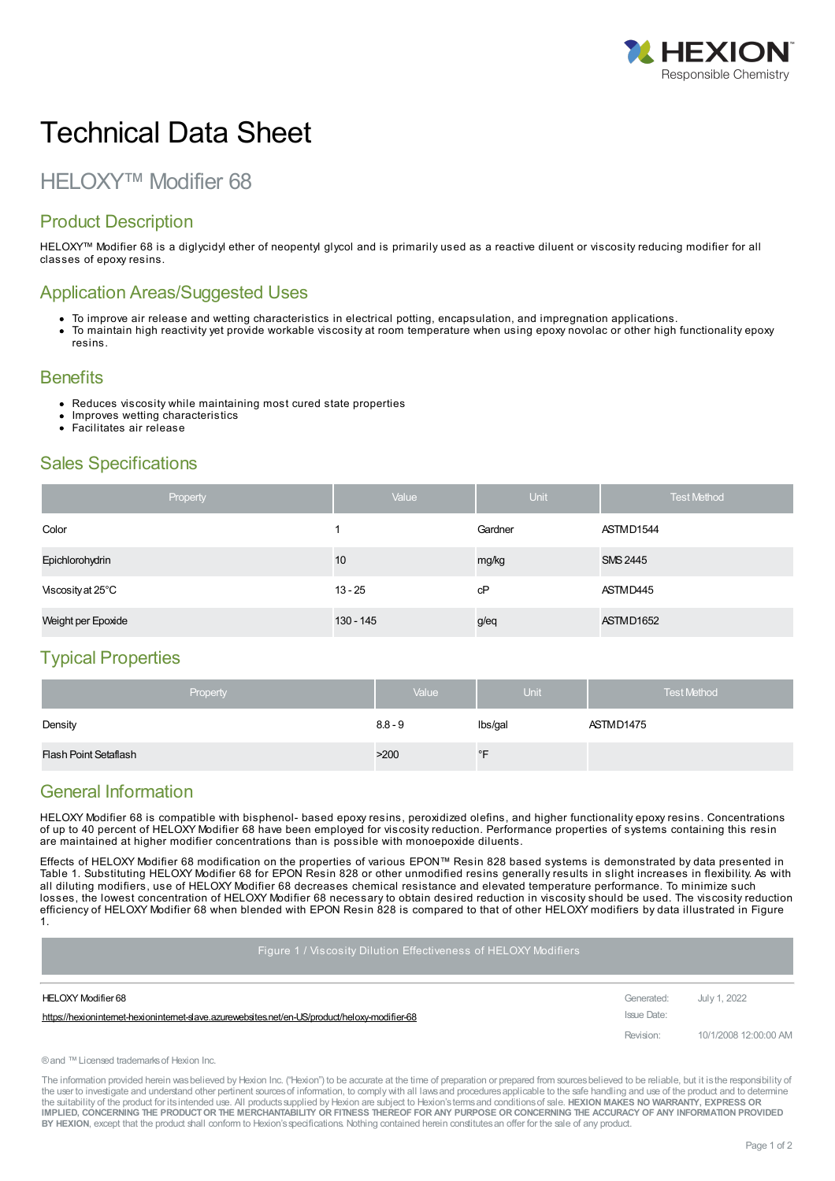# Technical Data Sheet

## HELOXY™ Modifier 68

### Product Description

HELOXY™ Modifier 68 is a diglycidyl ether of neopentyl glycol and is primarily used as a reactive diluent or viscosity reducing modifier for all classes of epoxy resins.

### Application Areas/Suggested Uses

- To improve air release and wetting characteristics in electrical potting, encapsulation, and impregnation applications.
- To maintain high reactivity yet provide workable viscosity at room temperature when using epoxy novolac or other high functionality epoxy resins.

### Benefits

- Reduces viscosity while maintaining most cured state properties
- Improves wetting characteristics
- Facilitates air release

### Sales Specifications

| Property | Value | Unit | Test Method |
|---|---|---|---|
| Color | 1 | Gardner | ASTM D1544 |
| Epichlorohydrin | 10 | mg/kg | SMS 2445 |
| Viscosity at 25°C | 13 - 25 | cP | ASTM D445 |
| Weight per Epoxide | 130 - 145 | g/eq | ASTM D1652 |

### Typical Properties

| Property | Value | Unit | Test Method |
|---|---|---|---|
| Density | 8.8 - 9 | lbs/gal | ASTM D1475 |
| Flash Point Setaflash | >200 | °F | |

### General Information

HELOXY Modifier 68 is compatible with bisphenol- based epoxy resins, peroxidized olefins, and higher functionality epoxy resins. Concentrations of up to 40 percent of HELOXY Modifier 68 have been employed for viscosity reduction. Performance properties of systems containing this resin are maintained at higher modifier concentrations than is possible with monoepoxide diluents.

Effects of HELOXY Modifier 68 modification on the properties of various EPON™ Resin 828 based systems is demonstrated by data presented in Table 1. Substituting HELOXY Modifier 68 for EPON Resin 828 or other unmodified resins generally results in slight increases in flexibility. As with all diluting modifiers, use of HELOXY Modifier 68 decreases chemical resistance and elevated temperature performance. To minimize such losses, the lowest concentration of HELOXY Modifier 68 necessary to obtain desired reduction in viscosity should be used. The viscosity reduction efficiency of HELOXY Modifier 68 when blended with EPON Resin 828 is compared to that of other HELOXY modifiers by data illustrated in Figure 1.

Figure 1 / Viscosity Dilution Effectiveness of HELOXY Modifiers

HELOXY Modifier 68
https://hexioninternet-hexioninternet-slave.azurewebsites.net/en-US/product/heloxy-modifier-68

Generated: July 1, 2022
Issue Date:
Revision: 10/1/2008 12:00:00 AM

® and ™ Licensed trademarks of Hexion Inc.

The information provided herein was believed by Hexion Inc. ("Hexion") to be accurate at the time of preparation or prepared from sources believed to be reliable, but it is the responsibility of the user to investigate and understand other pertinent sources of information, to comply with all laws and procedures applicable to the safe handling and use of the product and to determine the suitability of the product for its intended use. All products supplied by Hexion are subject to Hexion's terms and conditions of sale. **HEXION MAKES NO WARRANTY, EXPRESS OR IMPLIED, CONCERNING THE PRODUCT OR THE MERCHANTABILITY OR FITNESS THEREOF FOR ANY PURPOSE OR CONCERNING THE ACCURACY OF ANY INFORMATION PROVIDED BY HEXION**, except that the product shall conform to Hexion's specifications. Nothing contained herein constitutes an offer for the sale of any product.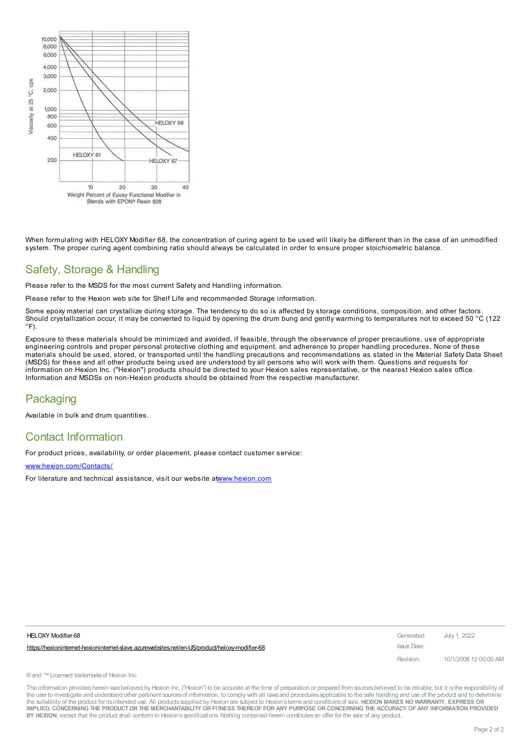10,000
8,000
6,000
4,000
3,000
2,000
1,000
800
600
400
200

Viscosity at 25 °C, cps

HELOXY 68
HELOXY 61
HELOXY 67

10 20 30 40

Weight Percent of Epoxy Functional Modifier in Blends with EPON® Resin 828

When formulating with HELOXY Modifier 68, the concentration of curing agent to be used will likely be different than in the case of an unmodified system. The proper curing agent combining ratio should always be calculated in order to ensure proper stoichiometric balance.

## Safety, Storage & Handling

Please refer to the MSDS for the most current Safety and Handling information.

Please refer to the Hexion web site for Shelf Life and recommended Storage information.

Some epoxy material can crystallize during storage. The tendency to do so is affected by storage conditions, composition, and other factors. Should crystallization occur, it may be converted to liquid by opening the drum bung and gently warming to temperatures not to exceed 50 °C (122 °F).

Exposure to these materials should be minimized and avoided, if feasible, through the observance of proper precautions, use of appropriate engineering controls and proper personal protective clothing and equipment, and adherence to proper handling procedures. None of these materials should be used, stored, or transported until the handling precautions and recommendations as stated in the Material Safety Data Sheet (MSDS) for these and all other products being used are understood by all persons who will work with them. Questions and requests for information on Hexion Inc. ("Hexion") products should be directed to your Hexion sales representative, or the nearest Hexion sales office. Information and MSDSs on non-Hexion products should be obtained from the respective manufacturer.

## Packaging

Available in bulk and drum quantities.

## Contact Information

For product prices, availability, or order placement, please contact customer service:

www.hexion.com/Contacts/

For literature and technical assistance, visit our website at www.hexion.com

HELOXY Modifier 68

https://hexioninternet-hexioninternet-slave.azurewebsites.net/en-US/product/heloxy-modifier-68

Generated: July 1, 2022

Issue Date:

Revision: 10/1/2008 12:00:00 AM

® and ™ Licensed trademarks of Hexion Inc.

The information provided herein was believed by Hexion Inc. ("Hexion") to be accurate at the time of preparation or prepared from sources believed to be reliable, but it is the responsibility of the user to investigate and understand other pertinent sources of information, to comply with all laws and procedures applicable to the safe handling and use of the product and to determine the suitability of the product for its intended use. All products supplied by Hexion are subject to Hexion's terms and conditions of sale. **HEXION MAKES NO WARRANTY, EXPRESS OR IMPLIED, CONCERNING THE PRODUCT OR THE MERCHANTABILITY OR FITNESS THEREOF FOR ANY PURPOSE OR CONCERNING THE ACCURACY OF ANY INFORMATION PROVIDED BY HEXION**, except that the product shall conform to Hexion's specifications. Nothing contained herein constitutes an offer for the sale of any product.